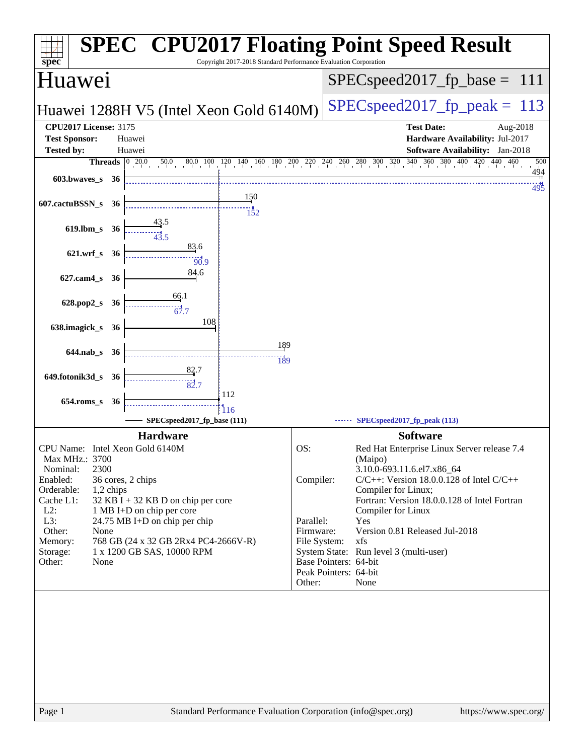# SPEC CPU2017 Floating Point Speed Result

Copyright 2017-2018 Standard Performance Evaluation Corporation

## Huawei

**Huawei 1288H V5 (Intel Xeon Gold 6140M)**

SPECspeed2017_fp_base = 111

SPECspeed2017_fp_peak = 113

| | | | |
|---|---|---|---|
| **CPU2017 License:** | 3175 | **Test Date:** | Aug-2018 |
| **Test Sponsor:** | Huawei | **Hardware Availability:** | Jul-2017 |
| **Tested by:** | Huawei | **Software Availability:** | Jan-2018 |

| Benchmark | Threads | Base | Peak |
|---|---|---|---|
| 603.bwaves_s | 36 | 494 | 495 |
| 607.cactuBSSN_s | 36 | 150 | 152 |
| 619.lbm_s | 36 | 43.5 | 43.5 |
| 621.wrf_s | 36 | 83.6 | 90.9 |
| 627.cam4_s | 36 | 84.6 | |
| 628.pop2_s | 36 | 66.1 | 67.7 |
| 638.imagick_s | 36 | 108 | |
| 644.nab_s | 36 | 189 | 189 |
| 649.fotonik3d_s | 36 | 82.7 | 82.7 |
| 654.roms_s | 36 | 112 | 116 |

SPECspeed2017_fp_base (111) — SPECspeed2017_fp_peak (113)

### Hardware

| | |
|---|---|
| CPU Name: | Intel Xeon Gold 6140M |
| Max MHz.: | 3700 |
| Nominal: | 2300 |
| Enabled: | 36 cores, 2 chips |
| Orderable: | 1,2 chips |
| Cache L1: | 32 KB I + 32 KB D on chip per core |
| L2: | 1 MB I+D on chip per core |
| L3: | 24.75 MB I+D on chip per chip |
| Other: | None |
| Memory: | 768 GB (24 x 32 GB 2Rx4 PC4-2666V-R) |
| Storage: | 1 x 1200 GB SAS, 10000 RPM |
| Other: | None |

### Software

| | |
|---|---|
| OS: | Red Hat Enterprise Linux Server release 7.4 (Maipo) 3.10.0-693.11.6.el7.x86_64 |
| Compiler: | C/C++: Version 18.0.0.128 of Intel C/C++ Compiler for Linux; Fortran: Version 18.0.0.128 of Intel Fortran Compiler for Linux |
| Parallel: | Yes |
| Firmware: | Version 0.81 Released Jul-2018 |
| File System: | xfs |
| System State: | Run level 3 (multi-user) |
| Base Pointers: | 64-bit |
| Peak Pointers: | 64-bit |
| Other: | None |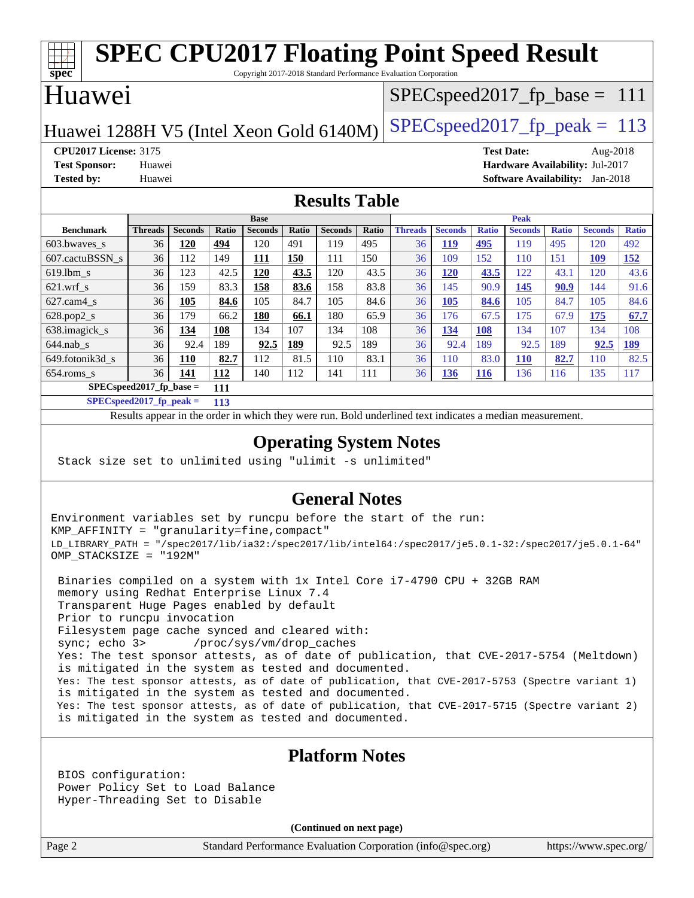# SPEC CPU2017 Floating Point Speed Result

Copyright 2017-2018 Standard Performance Evaluation Corporation

## Huawei

Huawei 1288H V5 (Intel Xeon Gold 6140M)

SPECspeed2017_fp_base = 111

SPECspeed2017_fp_peak = 113

**CPU2017 License:** 3175
**Test Sponsor:** Huawei
**Tested by:** Huawei

**Test Date:** Aug-2018
**Hardware Availability:** Jul-2017
**Software Availability:** Jan-2018

## Results Table

| Benchmark | Base | | | | | | | Peak | | | | | | |
|---|---|---|---|---|---|---|---|---|---|---|---|---|---|---|
| | Threads | Seconds | Ratio | Seconds | Ratio | Seconds | Ratio | Threads | Seconds | Ratio | Seconds | Ratio | Seconds | Ratio |
| 603.bwaves_s | 36 | **120** | **494** | 120 | 491 | 119 | 495 | 36 | **119** | **495** | 119 | 495 | 120 | 492 |
| 607.cactuBSSN_s | 36 | 112 | 149 | **111** | **150** | 111 | 150 | 36 | 109 | 152 | 110 | 151 | **109** | **152** |
| 619.lbm_s | 36 | 123 | 42.5 | **120** | **43.5** | 120 | 43.5 | 36 | **120** | **43.5** | 122 | 43.1 | 120 | 43.6 |
| 621.wrf_s | 36 | 159 | 83.3 | **158** | **83.6** | 158 | 83.8 | 36 | 145 | 90.9 | **145** | **90.9** | 144 | 91.6 |
| 627.cam4_s | 36 | **105** | **84.6** | 105 | 84.7 | 105 | 84.6 | 36 | **105** | **84.6** | 105 | 84.7 | 105 | 84.6 |
| 628.pop2_s | 36 | 179 | 66.2 | **180** | **66.1** | 180 | 65.9 | 36 | 176 | 67.5 | 175 | 67.9 | **175** | **67.7** |
| 638.imagick_s | 36 | **134** | **108** | 134 | 107 | 134 | 108 | 36 | **134** | **108** | 134 | 107 | 134 | 108 |
| 644.nab_s | 36 | 92.4 | 189 | **92.5** | **189** | 92.5 | 189 | 36 | 92.4 | 189 | 92.5 | 189 | **92.5** | **189** |
| 649.fotonik3d_s | 36 | **110** | **82.7** | 112 | 81.5 | 110 | 83.1 | 36 | 110 | 83.0 | **110** | **82.7** | 110 | 82.5 |
| 654.roms_s | 36 | **141** | **112** | 140 | 112 | 141 | 111 | 36 | **136** | **116** | 136 | 116 | 135 | 117 |

**SPECspeed2017_fp_base = 111**

**SPECspeed2017_fp_peak = 113**

Results appear in the order in which they were run. Bold underlined text indicates a median measurement.

## Operating System Notes

```
Stack size set to unlimited using "ulimit -s unlimited"
```

## General Notes

```
Environment variables set by runcpu before the start of the run:
KMP_AFFINITY = "granularity=fine,compact"
LD_LIBRARY_PATH = "/spec2017/lib/ia32:/spec2017/lib/intel64:/spec2017/je5.0.1-32:/spec2017/je5.0.1-64"
OMP_STACKSIZE = "192M"

 Binaries compiled on a system with 1x Intel Core i7-4790 CPU + 32GB RAM
 memory using Redhat Enterprise Linux 7.4
 Transparent Huge Pages enabled by default
 Prior to runcpu invocation
 Filesystem page cache synced and cleared with:
 sync; echo 3>       /proc/sys/vm/drop_caches
 Yes: The test sponsor attests, as of date of publication, that CVE-2017-5754 (Meltdown)
 is mitigated in the system as tested and documented.
 Yes: The test sponsor attests, as of date of publication, that CVE-2017-5753 (Spectre variant 1)
 is mitigated in the system as tested and documented.
 Yes: The test sponsor attests, as of date of publication, that CVE-2017-5715 (Spectre variant 2)
 is mitigated in the system as tested and documented.
```

## Platform Notes

```
BIOS configuration:
Power Policy Set to Load Balance
Hyper-Threading Set to Disable
```

**(Continued on next page)**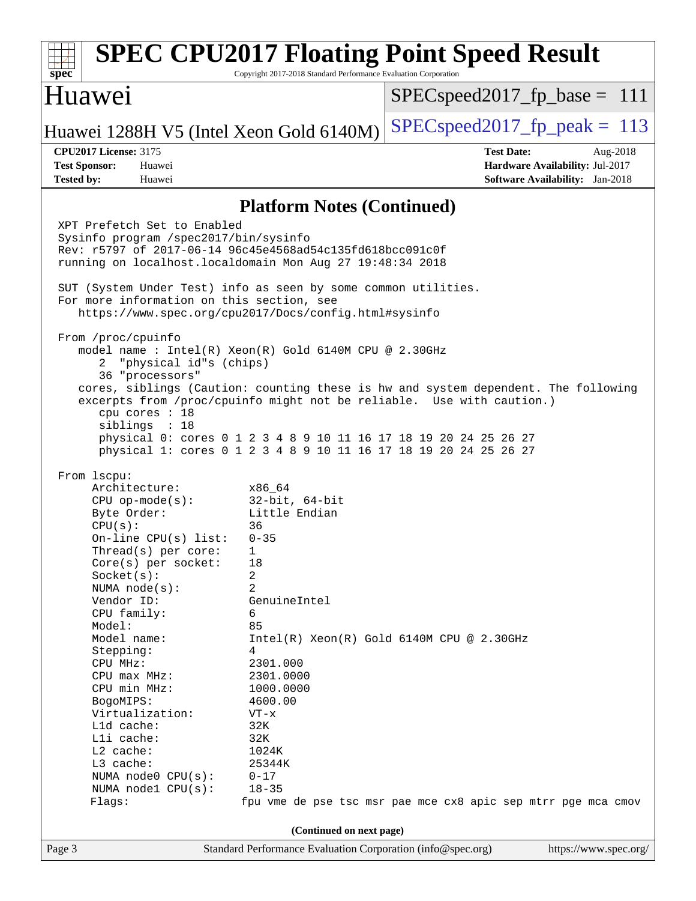## Platform Notes (Continued)

```
XPT Prefetch Set to Enabled
Sysinfo program /spec2017/bin/sysinfo
Rev: r5797 of 2017-06-14 96c45e4568ad54c135fd618bcc091c0f
running on localhost.localdomain Mon Aug 27 19:48:34 2018

SUT (System Under Test) info as seen by some common utilities.
For more information on this section, see
   https://www.spec.org/cpu2017/Docs/config.html#sysinfo

From /proc/cpuinfo
   model name : Intel(R) Xeon(R) Gold 6140M CPU @ 2.30GHz
      2  "physical id"s (chips)
      36 "processors"
   cores, siblings (Caution: counting these is hw and system dependent. The following
   excerpts from /proc/cpuinfo might not be reliable.  Use with caution.)
      cpu cores : 18
      siblings  : 18
      physical 0: cores 0 1 2 3 4 8 9 10 11 16 17 18 19 20 24 25 26 27
      physical 1: cores 0 1 2 3 4 8 9 10 11 16 17 18 19 20 24 25 26 27

From lscpu:
     Architecture:          x86_64
     CPU op-mode(s):        32-bit, 64-bit
     Byte Order:            Little Endian
     CPU(s):                36
     On-line CPU(s) list:   0-35
     Thread(s) per core:    1
     Core(s) per socket:    18
     Socket(s):             2
     NUMA node(s):          2
     Vendor ID:             GenuineIntel
     CPU family:            6
     Model:                 85
     Model name:            Intel(R) Xeon(R) Gold 6140M CPU @ 2.30GHz
     Stepping:              4
     CPU MHz:               2301.000
     CPU max MHz:           2301.0000
     CPU min MHz:           1000.0000
     BogoMIPS:              4600.00
     Virtualization:        VT-x
     L1d cache:             32K
     L1i cache:             32K
     L2 cache:              1024K
     L3 cache:              25344K
     NUMA node0 CPU(s):     0-17
     NUMA node1 CPU(s):     18-35
     Flags:                fpu vme de pse tsc msr pae mce cx8 apic sep mtrr pge mca cmov
```

(Continued on next page)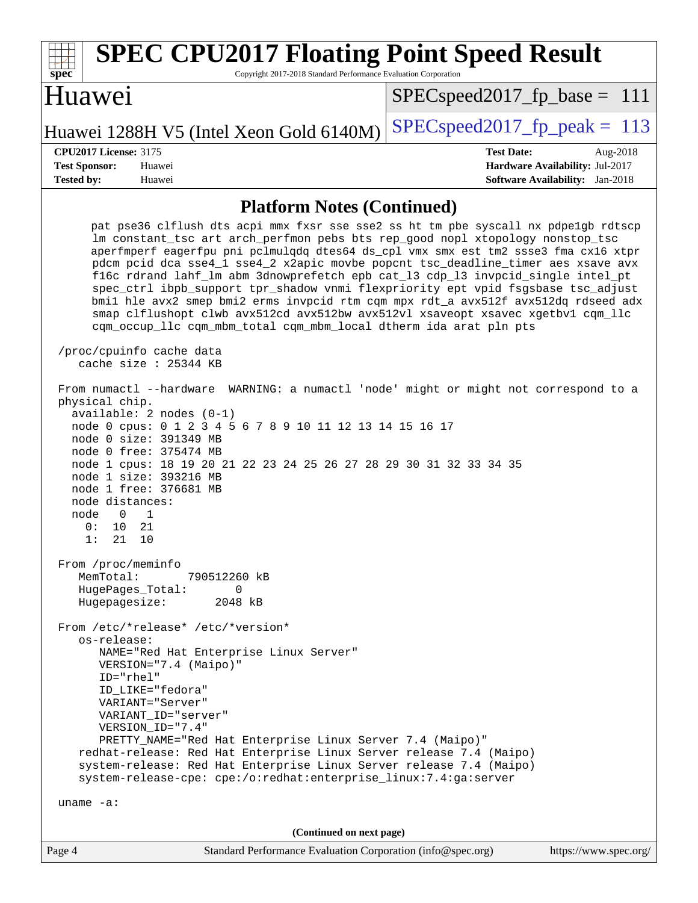## Platform Notes (Continued)

```
     pat pse36 clflush dts acpi mmx fxsr sse sse2 ss ht tm pbe syscall nx pdpe1gb rdtscp
     lm constant_tsc art arch_perfmon pebs bts rep_good nopl xtopology nonstop_tsc
     aperfmperf eagerfpu pni pclmulqdq dtes64 ds_cpl vmx smx est tm2 ssse3 fma cx16 xtpr
     pdcm pcid dca sse4_1 sse4_2 x2apic movbe popcnt tsc_deadline_timer aes xsave avx
     f16c rdrand lahf_lm abm 3dnowprefetch epb cat_l3 cdp_l3 invpcid_single intel_pt
     spec_ctrl ibpb_support tpr_shadow vnmi flexpriority ept vpid fsgsbase tsc_adjust
     bmi1 hle avx2 smep bmi2 erms invpcid rtm cqm mpx rdt_a avx512f avx512dq rdseed adx
     smap clflushopt clwb avx512cd avx512bw avx512vl xsaveopt xsavec xgetbv1 cqm_llc
     cqm_occup_llc cqm_mbm_total cqm_mbm_local dtherm ida arat pln pts

 /proc/cpuinfo cache data
    cache size : 25344 KB

 From numactl --hardware  WARNING: a numactl 'node' might or might not correspond to a
 physical chip.
   available: 2 nodes (0-1)
   node 0 cpus: 0 1 2 3 4 5 6 7 8 9 10 11 12 13 14 15 16 17
   node 0 size: 391349 MB
   node 0 free: 375474 MB
   node 1 cpus: 18 19 20 21 22 23 24 25 26 27 28 29 30 31 32 33 34 35
   node 1 size: 393216 MB
   node 1 free: 376681 MB
   node distances:
   node   0   1
     0:  10  21
     1:  21  10

 From /proc/meminfo
    MemTotal:       790512260 kB
    HugePages_Total:       0
    Hugepagesize:       2048 kB

 From /etc/*release* /etc/*version*
    os-release:
       NAME="Red Hat Enterprise Linux Server"
       VERSION="7.4 (Maipo)"
       ID="rhel"
       ID_LIKE="fedora"
       VARIANT="Server"
       VARIANT_ID="server"
       VERSION_ID="7.4"
       PRETTY_NAME="Red Hat Enterprise Linux Server 7.4 (Maipo)"
    redhat-release: Red Hat Enterprise Linux Server release 7.4 (Maipo)
    system-release: Red Hat Enterprise Linux Server release 7.4 (Maipo)
    system-release-cpe: cpe:/o:redhat:enterprise_linux:7.4:ga:server

 uname -a:
```

(Continued on next page)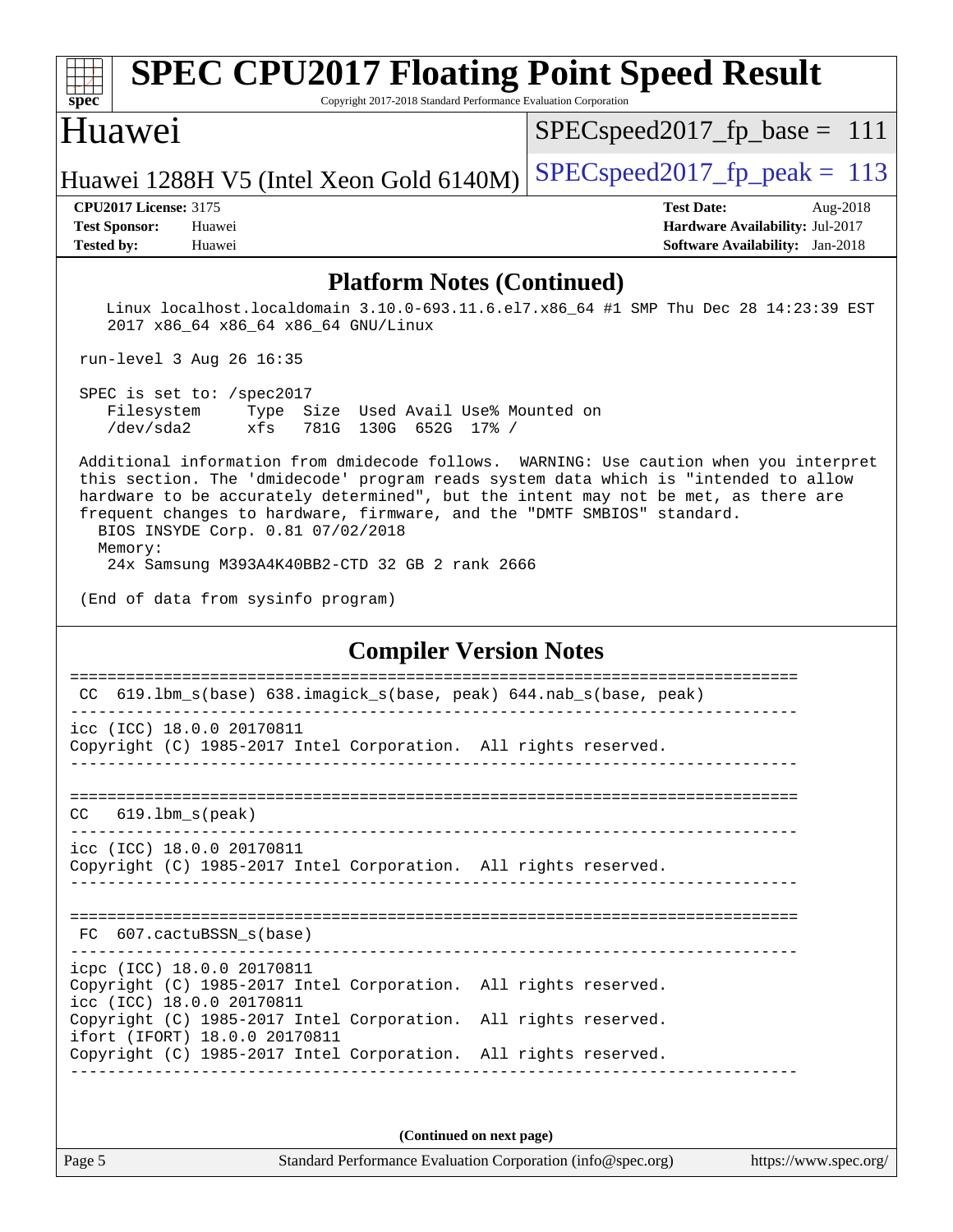# SPEC CPU2017 Floating Point Speed Result

Copyright 2017-2018 Standard Performance Evaluation Corporation

## Huawei

Huawei 1288H V5 (Intel Xeon Gold 6140M)

SPECspeed2017_fp_base = 111

SPECspeed2017_fp_peak = 113

**CPU2017 License:** 3175
**Test Sponsor:** Huawei
**Tested by:** Huawei

**Test Date:** Aug-2018
**Hardware Availability:** Jul-2017
**Software Availability:** Jan-2018

## Platform Notes (Continued)

```
   Linux localhost.localdomain 3.10.0-693.11.6.el7.x86_64 #1 SMP Thu Dec 28 14:23:39 EST
   2017 x86_64 x86_64 x86_64 GNU/Linux

 run-level 3 Aug 26 16:35

 SPEC is set to: /spec2017
    Filesystem     Type  Size  Used Avail Use% Mounted on
    /dev/sda2      xfs   781G  130G  652G  17% /

 Additional information from dmidecode follows.  WARNING: Use caution when you interpret
 this section. The 'dmidecode' program reads system data which is "intended to allow
 hardware to be accurately determined", but the intent may not be met, as there are
 frequent changes to hardware, firmware, and the "DMTF SMBIOS" standard.
   BIOS INSYDE Corp. 0.81 07/02/2018
   Memory:
     24x Samsung M393A4K40BB2-CTD 32 GB 2 rank 2666

 (End of data from sysinfo program)
```

## Compiler Version Notes

```
==============================================================================
 CC  619.lbm_s(base) 638.imagick_s(base, peak) 644.nab_s(base, peak)
------------------------------------------------------------------------------
icc (ICC) 18.0.0 20170811
Copyright (C) 1985-2017 Intel Corporation.  All rights reserved.
------------------------------------------------------------------------------

==============================================================================
CC   619.lbm_s(peak)
------------------------------------------------------------------------------
icc (ICC) 18.0.0 20170811
Copyright (C) 1985-2017 Intel Corporation.  All rights reserved.
------------------------------------------------------------------------------

==============================================================================
 FC  607.cactuBSSN_s(base)
------------------------------------------------------------------------------
icpc (ICC) 18.0.0 20170811
Copyright (C) 1985-2017 Intel Corporation.  All rights reserved.
icc (ICC) 18.0.0 20170811
Copyright (C) 1985-2017 Intel Corporation.  All rights reserved.
ifort (IFORT) 18.0.0 20170811
Copyright (C) 1985-2017 Intel Corporation.  All rights reserved.
------------------------------------------------------------------------------
```

(Continued on next page)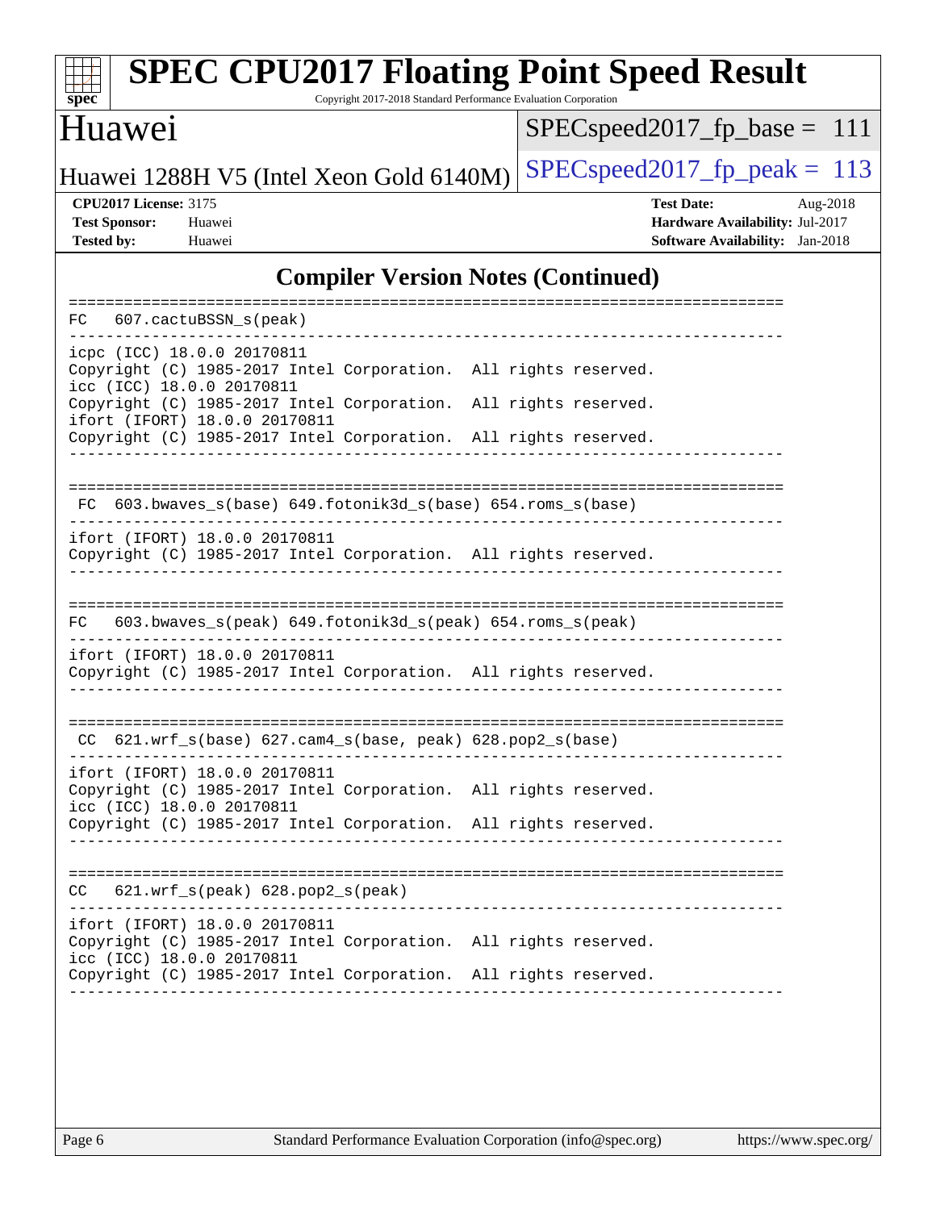# SPEC CPU2017 Floating Point Speed Result

Copyright 2017-2018 Standard Performance Evaluation Corporation

## Huawei

Huawei 1288H V5 (Intel Xeon Gold 6140M)

SPECspeed2017_fp_base = 111

SPECspeed2017_fp_peak = 113

**CPU2017 License:** 3175
**Test Sponsor:** Huawei
**Tested by:** Huawei

**Test Date:** Aug-2018
**Hardware Availability:** Jul-2017
**Software Availability:** Jan-2018

## Compiler Version Notes (Continued)

```
==============================================================================
FC   607.cactuBSSN_s(peak)
------------------------------------------------------------------------------
icpc (ICC) 18.0.0 20170811
Copyright (C) 1985-2017 Intel Corporation.  All rights reserved.
icc (ICC) 18.0.0 20170811
Copyright (C) 1985-2017 Intel Corporation.  All rights reserved.
ifort (IFORT) 18.0.0 20170811
Copyright (C) 1985-2017 Intel Corporation.  All rights reserved.
------------------------------------------------------------------------------

==============================================================================
 FC  603.bwaves_s(base) 649.fotonik3d_s(base) 654.roms_s(base)
------------------------------------------------------------------------------
ifort (IFORT) 18.0.0 20170811
Copyright (C) 1985-2017 Intel Corporation.  All rights reserved.
------------------------------------------------------------------------------

==============================================================================
FC   603.bwaves_s(peak) 649.fotonik3d_s(peak) 654.roms_s(peak)
------------------------------------------------------------------------------
ifort (IFORT) 18.0.0 20170811
Copyright (C) 1985-2017 Intel Corporation.  All rights reserved.
------------------------------------------------------------------------------

==============================================================================
 CC  621.wrf_s(base) 627.cam4_s(base, peak) 628.pop2_s(base)
------------------------------------------------------------------------------
ifort (IFORT) 18.0.0 20170811
Copyright (C) 1985-2017 Intel Corporation.  All rights reserved.
icc (ICC) 18.0.0 20170811
Copyright (C) 1985-2017 Intel Corporation.  All rights reserved.
------------------------------------------------------------------------------

==============================================================================
CC   621.wrf_s(peak) 628.pop2_s(peak)
------------------------------------------------------------------------------
ifort (IFORT) 18.0.0 20170811
Copyright (C) 1985-2017 Intel Corporation.  All rights reserved.
icc (ICC) 18.0.0 20170811
Copyright (C) 1985-2017 Intel Corporation.  All rights reserved.
------------------------------------------------------------------------------
```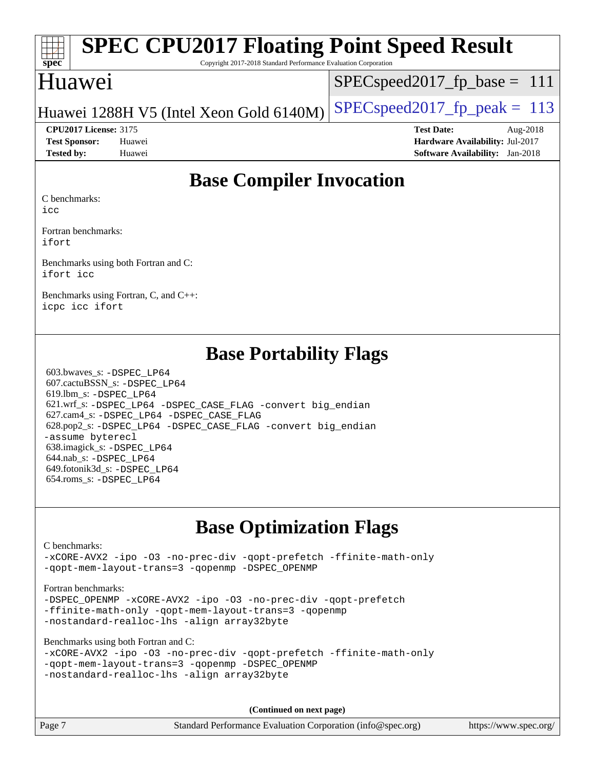# SPEC CPU2017 Floating Point Speed Result

Copyright 2017-2018 Standard Performance Evaluation Corporation

## Huawei

Huawei 1288H V5 (Intel Xeon Gold 6140M)

SPECspeed2017_fp_base = 111

SPECspeed2017_fp_peak = 113

**CPU2017 License:** 3175
**Test Sponsor:** Huawei
**Tested by:** Huawei

**Test Date:** Aug-2018
**Hardware Availability:** Jul-2017
**Software Availability:** Jan-2018

## Base Compiler Invocation

C benchmarks:
icc

Fortran benchmarks:
ifort

Benchmarks using both Fortran and C:
ifort icc

Benchmarks using Fortran, C, and C++:
icpc icc ifort

## Base Portability Flags

603.bwaves_s: -DSPEC_LP64
607.cactuBSSN_s: -DSPEC_LP64
619.lbm_s: -DSPEC_LP64
621.wrf_s: -DSPEC_LP64 -DSPEC_CASE_FLAG -convert big_endian
627.cam4_s: -DSPEC_LP64 -DSPEC_CASE_FLAG
628.pop2_s: -DSPEC_LP64 -DSPEC_CASE_FLAG -convert big_endian -assume byterecl
638.imagick_s: -DSPEC_LP64
644.nab_s: -DSPEC_LP64
649.fotonik3d_s: -DSPEC_LP64
654.roms_s: -DSPEC_LP64

## Base Optimization Flags

C benchmarks:
-xCORE-AVX2 -ipo -O3 -no-prec-div -qopt-prefetch -ffinite-math-only -qopt-mem-layout-trans=3 -qopenmp -DSPEC_OPENMP

Fortran benchmarks:
-DSPEC_OPENMP -xCORE-AVX2 -ipo -O3 -no-prec-div -qopt-prefetch -ffinite-math-only -qopt-mem-layout-trans=3 -qopenmp -nostandard-realloc-lhs -align array32byte

Benchmarks using both Fortran and C:
-xCORE-AVX2 -ipo -O3 -no-prec-div -qopt-prefetch -ffinite-math-only -qopt-mem-layout-trans=3 -qopenmp -DSPEC_OPENMP -nostandard-realloc-lhs -align array32byte

**(Continued on next page)**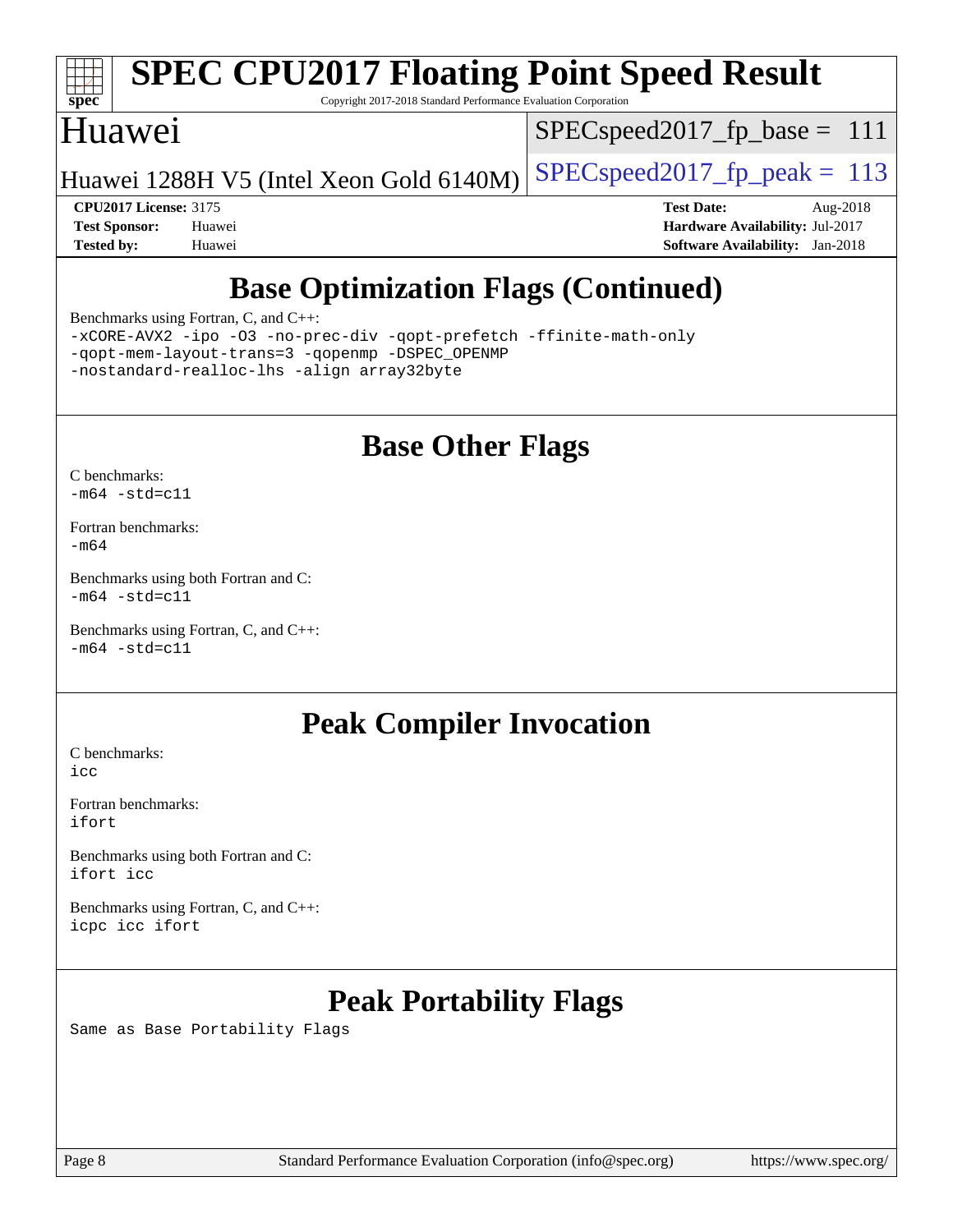## Base Optimization Flags (Continued)

Benchmarks using Fortran, C, and C++:
```
-xCORE-AVX2 -ipo -O3 -no-prec-div -qopt-prefetch -ffinite-math-only
-qopt-mem-layout-trans=3 -qopenmp -DSPEC_OPENMP
-nostandard-realloc-lhs -align array32byte
```

## Base Other Flags

C benchmarks:
```
-m64 -std=c11
```

Fortran benchmarks:
```
-m64
```

Benchmarks using both Fortran and C:
```
-m64 -std=c11
```

Benchmarks using Fortran, C, and C++:
```
-m64 -std=c11
```

## Peak Compiler Invocation

C benchmarks:
```
icc
```

Fortran benchmarks:
```
ifort
```

Benchmarks using both Fortran and C:
```
ifort icc
```

Benchmarks using Fortran, C, and C++:
```
icpc icc ifort
```

## Peak Portability Flags

Same as Base Portability Flags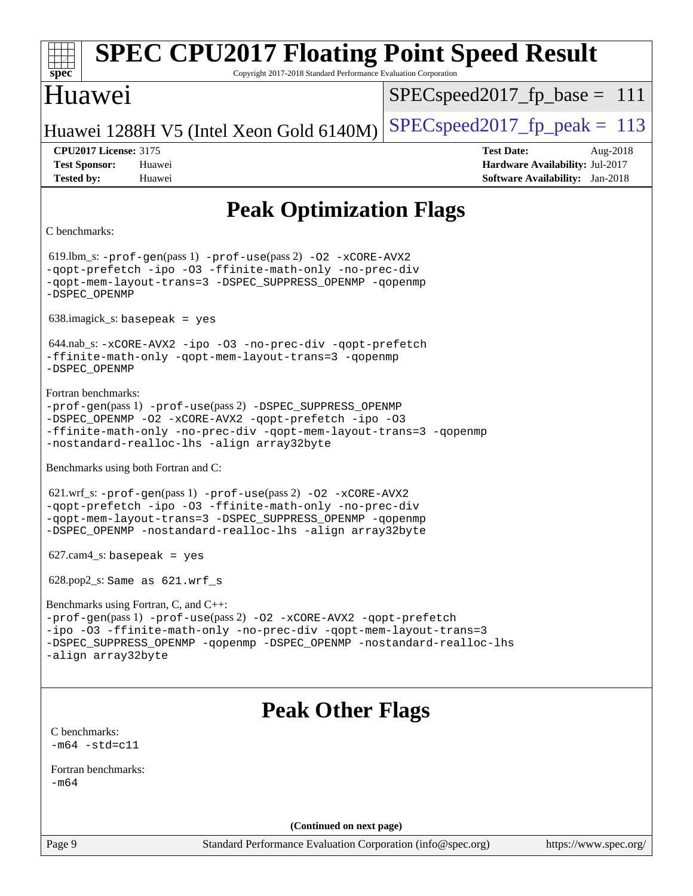# SPEC CPU2017 Floating Point Speed Result

Copyright 2017-2018 Standard Performance Evaluation Corporation

## Huawei

Huawei 1288H V5 (Intel Xeon Gold 6140M)

SPECspeed2017_fp_base = 111

SPECspeed2017_fp_peak = 113

**CPU2017 License:** 3175
**Test Sponsor:** Huawei
**Tested by:** Huawei

**Test Date:** Aug-2018
**Hardware Availability:** Jul-2017
**Software Availability:** Jan-2018

## Peak Optimization Flags

C benchmarks:

619.lbm_s: -prof-gen(pass 1) -prof-use(pass 2) -O2 -xCORE-AVX2 -qopt-prefetch -ipo -O3 -ffinite-math-only -no-prec-div -qopt-mem-layout-trans=3 -DSPEC_SUPPRESS_OPENMP -qopenmp -DSPEC_OPENMP

638.imagick_s: basepeak = yes

644.nab_s: -xCORE-AVX2 -ipo -O3 -no-prec-div -qopt-prefetch -ffinite-math-only -qopt-mem-layout-trans=3 -qopenmp -DSPEC_OPENMP

Fortran benchmarks:
-prof-gen(pass 1) -prof-use(pass 2) -DSPEC_SUPPRESS_OPENMP -DSPEC_OPENMP -O2 -xCORE-AVX2 -qopt-prefetch -ipo -O3 -ffinite-math-only -no-prec-div -qopt-mem-layout-trans=3 -qopenmp -nostandard-realloc-lhs -align array32byte

Benchmarks using both Fortran and C:

621.wrf_s: -prof-gen(pass 1) -prof-use(pass 2) -O2 -xCORE-AVX2 -qopt-prefetch -ipo -O3 -ffinite-math-only -no-prec-div -qopt-mem-layout-trans=3 -DSPEC_SUPPRESS_OPENMP -qopenmp -DSPEC_OPENMP -nostandard-realloc-lhs -align array32byte

627.cam4_s: basepeak = yes

628.pop2_s: Same as 621.wrf_s

Benchmarks using Fortran, C, and C++:
-prof-gen(pass 1) -prof-use(pass 2) -O2 -xCORE-AVX2 -qopt-prefetch -ipo -O3 -ffinite-math-only -no-prec-div -qopt-mem-layout-trans=3 -DSPEC_SUPPRESS_OPENMP -qopenmp -DSPEC_OPENMP -nostandard-realloc-lhs -align array32byte

## Peak Other Flags

C benchmarks:
-m64 -std=c11

Fortran benchmarks:
-m64

**(Continued on next page)**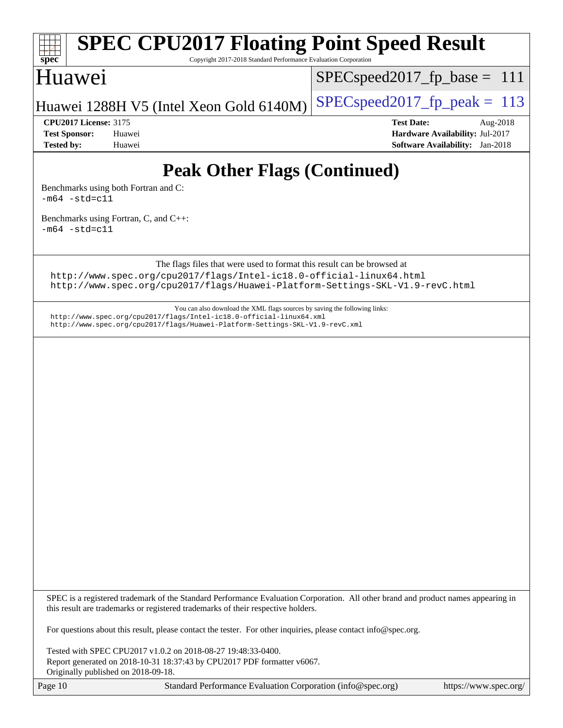# Peak Other Flags (Continued)

Benchmarks using both Fortran and C:
-m64 -std=c11

Benchmarks using Fortran, C, and C++:
-m64 -std=c11

The flags files that were used to format this result can be browsed at
http://www.spec.org/cpu2017/flags/Intel-ic18.0-official-linux64.html
http://www.spec.org/cpu2017/flags/Huawei-Platform-Settings-SKL-V1.9-revC.html

You can also download the XML flags sources by saving the following links:
http://www.spec.org/cpu2017/flags/Intel-ic18.0-official-linux64.xml
http://www.spec.org/cpu2017/flags/Huawei-Platform-Settings-SKL-V1.9-revC.xml

SPEC is a registered trademark of the Standard Performance Evaluation Corporation. All other brand and product names appearing in this result are trademarks or registered trademarks of their respective holders.

For questions about this result, please contact the tester. For other inquiries, please contact info@spec.org.

Tested with SPEC CPU2017 v1.0.2 on 2018-08-27 19:48:33-0400.
Report generated on 2018-10-31 18:37:43 by CPU2017 PDF formatter v6067.
Originally published on 2018-09-18.